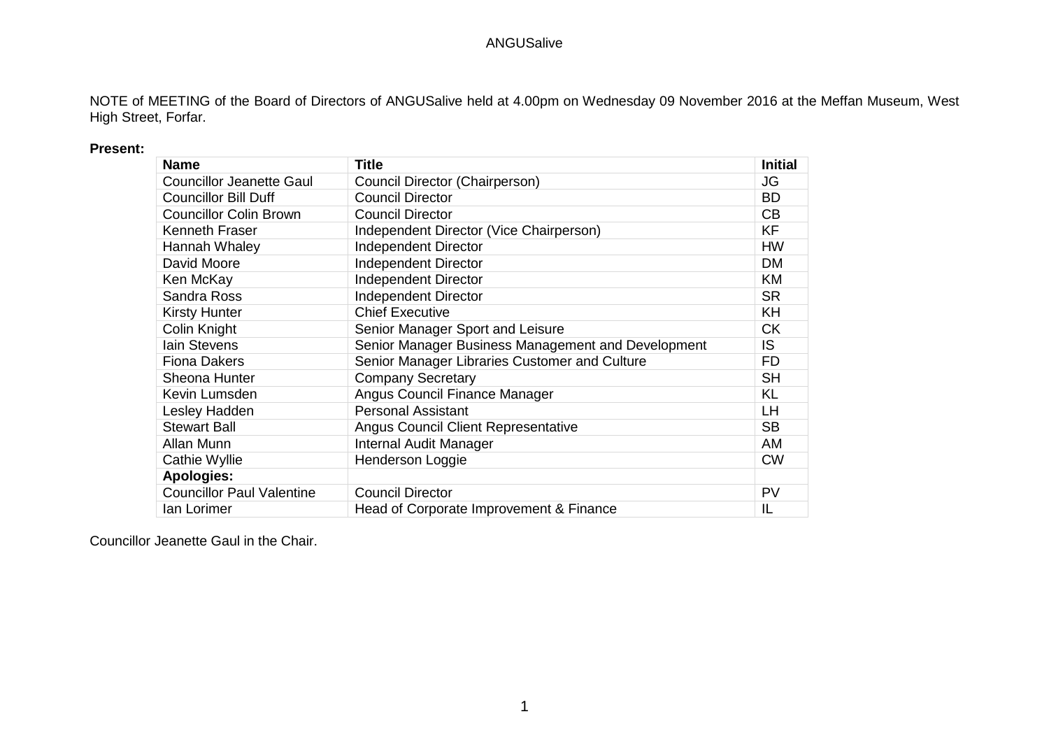ANGUSalive

NOTE of MEETING of the Board of Directors of ANGUSalive held at 4.00pm on Wednesday 09 November 2016 at the Meffan Museum, West High Street, Forfar.

**Present:**

| Name | Title | Initial |
|---|---|---|
| Councillor Jeanette Gaul | Council Director (Chairperson) | JG |
| Councillor Bill Duff | Council Director | BD |
| Councillor Colin Brown | Council Director | CB |
| Kenneth Fraser | Independent Director (Vice Chairperson) | KF |
| Hannah Whaley | Independent Director | HW |
| David Moore | Independent Director | DM |
| Ken McKay | Independent Director | KM |
| Sandra Ross | Independent Director | SR |
| Kirsty Hunter | Chief Executive | KH |
| Colin Knight | Senior Manager Sport and Leisure | CK |
| Iain Stevens | Senior Manager Business Management and Development | IS |
| Fiona Dakers | Senior Manager Libraries Customer and Culture | FD |
| Sheona Hunter | Company Secretary | SH |
| Kevin Lumsden | Angus Council Finance Manager | KL |
| Lesley Hadden | Personal Assistant | LH |
| Stewart Ball | Angus Council Client Representative | SB |
| Allan Munn | Internal Audit Manager | AM |
| Cathie Wyllie | Henderson Loggie | CW |
| **Apologies:** | | |
| Councillor Paul Valentine | Council Director | PV |
| Ian Lorimer | Head of Corporate Improvement & Finance | IL |

Councillor Jeanette Gaul in the Chair.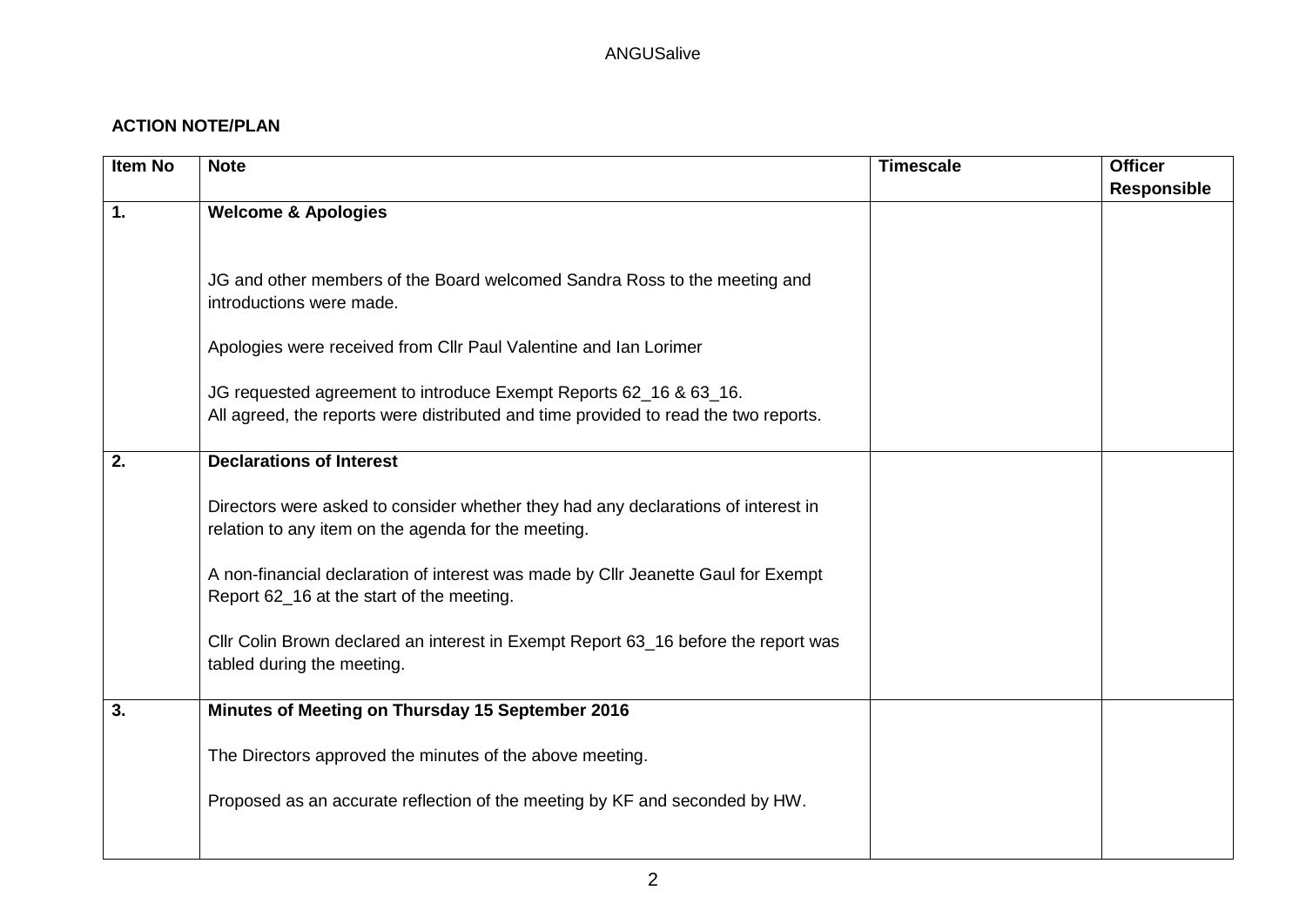**ACTION NOTE/PLAN**

| Item No | Note | Timescale | Officer Responsible |
|---|---|---|---|
| **1.** | **Welcome & Apologies**<br><br>JG and other members of the Board welcomed Sandra Ross to the meeting and introductions were made.<br><br>Apologies were received from Cllr Paul Valentine and Ian Lorimer<br><br>JG requested agreement to introduce Exempt Reports 62_16 & 63_16.<br>All agreed, the reports were distributed and time provided to read the two reports. | | |
| **2.** | **Declarations of Interest**<br><br>Directors were asked to consider whether they had any declarations of interest in relation to any item on the agenda for the meeting.<br><br>A non-financial declaration of interest was made by Cllr Jeanette Gaul for Exempt Report 62_16 at the start of the meeting.<br><br>Cllr Colin Brown declared an interest in Exempt Report 63_16 before the report was tabled during the meeting. | | |
| **3.** | **Minutes of Meeting on Thursday 15 September 2016**<br><br>The Directors approved the minutes of the above meeting.<br><br>Proposed as an accurate reflection of the meeting by KF and seconded by HW. | | |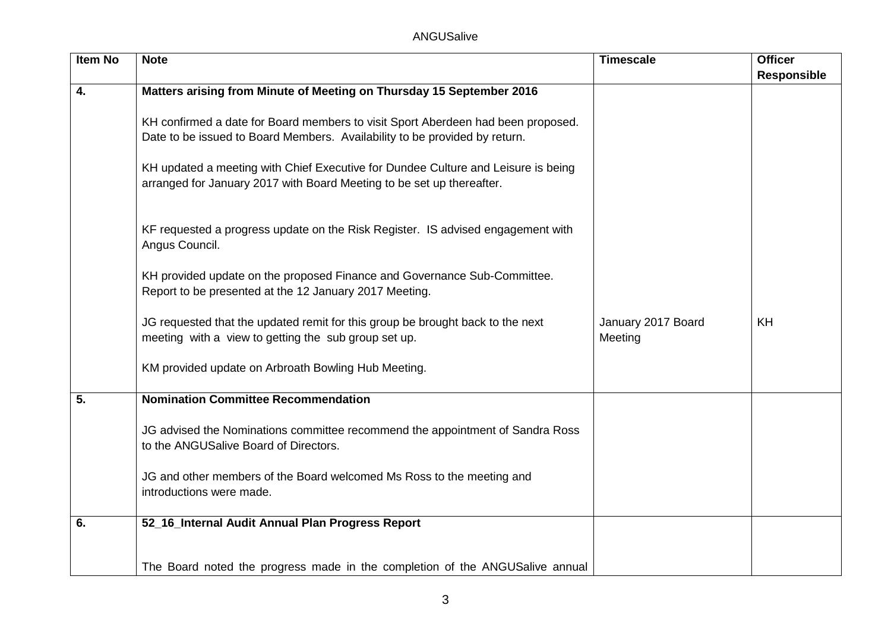| Item No | Note | Timescale | Officer Responsible |
|---|---|---|---|
| **4.** | **Matters arising from Minute of Meeting on Thursday 15 September 2016**<br><br>KH confirmed a date for Board members to visit Sport Aberdeen had been proposed. Date to be issued to Board Members. Availability to be provided by return.<br><br>KH updated a meeting with Chief Executive for Dundee Culture and Leisure is being arranged for January 2017 with Board Meeting to be set up thereafter.<br><br>KF requested a progress update on the Risk Register. IS advised engagement with Angus Council.<br><br>KH provided update on the proposed Finance and Governance Sub-Committee. Report to be presented at the 12 January 2017 Meeting.<br><br>JG requested that the updated remit for this group be brought back to the next meeting with a view to getting the sub group set up.<br><br>KM provided update on Arbroath Bowling Hub Meeting. | January 2017 Board Meeting | KH |
| **5.** | **Nomination Committee Recommendation**<br><br>JG advised the Nominations committee recommend the appointment of Sandra Ross to the ANGUSalive Board of Directors.<br><br>JG and other members of the Board welcomed Ms Ross to the meeting and introductions were made. | | |
| **6.** | **52_16_Internal Audit Annual Plan Progress Report**<br><br>The Board noted the progress made in the completion of the ANGUSalive annual | | |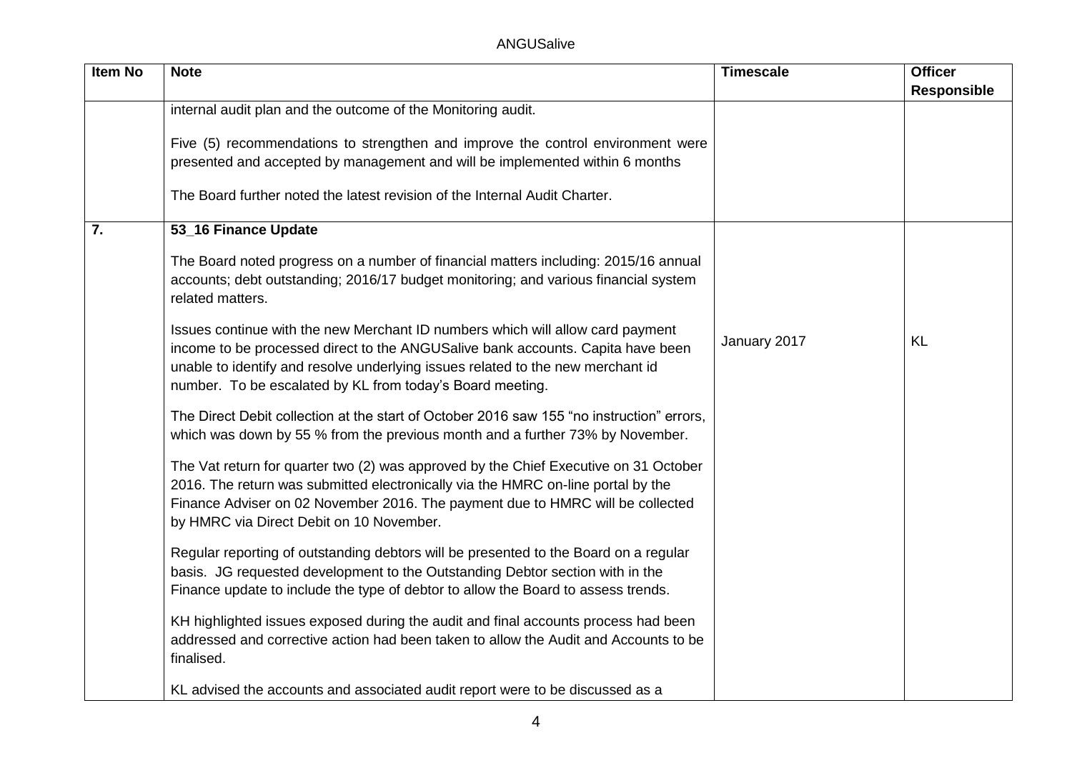| Item No | Note | Timescale | Officer Responsible |
|---|---|---|---|
| | internal audit plan and the outcome of the Monitoring audit.<br><br>Five (5) recommendations to strengthen and improve the control environment were presented and accepted by management and will be implemented within 6 months<br><br>The Board further noted the latest revision of the Internal Audit Charter. | | |
| **7.** | **53_16 Finance Update**<br><br>The Board noted progress on a number of financial matters including: 2015/16 annual accounts; debt outstanding; 2016/17 budget monitoring; and various financial system related matters.<br><br>Issues continue with the new Merchant ID numbers which will allow card payment income to be processed direct to the ANGUSalive bank accounts. Capita have been unable to identify and resolve underlying issues related to the new merchant id number. To be escalated by KL from today's Board meeting.<br><br>The Direct Debit collection at the start of October 2016 saw 155 "no instruction" errors, which was down by 55 % from the previous month and a further 73% by November.<br><br>The Vat return for quarter two (2) was approved by the Chief Executive on 31 October 2016. The return was submitted electronically via the HMRC on-line portal by the Finance Adviser on 02 November 2016. The payment due to HMRC will be collected by HMRC via Direct Debit on 10 November.<br><br>Regular reporting of outstanding debtors will be presented to the Board on a regular basis. JG requested development to the Outstanding Debtor section with in the Finance update to include the type of debtor to allow the Board to assess trends.<br><br>KH highlighted issues exposed during the audit and final accounts process had been addressed and corrective action had been taken to allow the Audit and Accounts to be finalised.<br><br>KL advised the accounts and associated audit report were to be discussed as a | January 2017 | KL |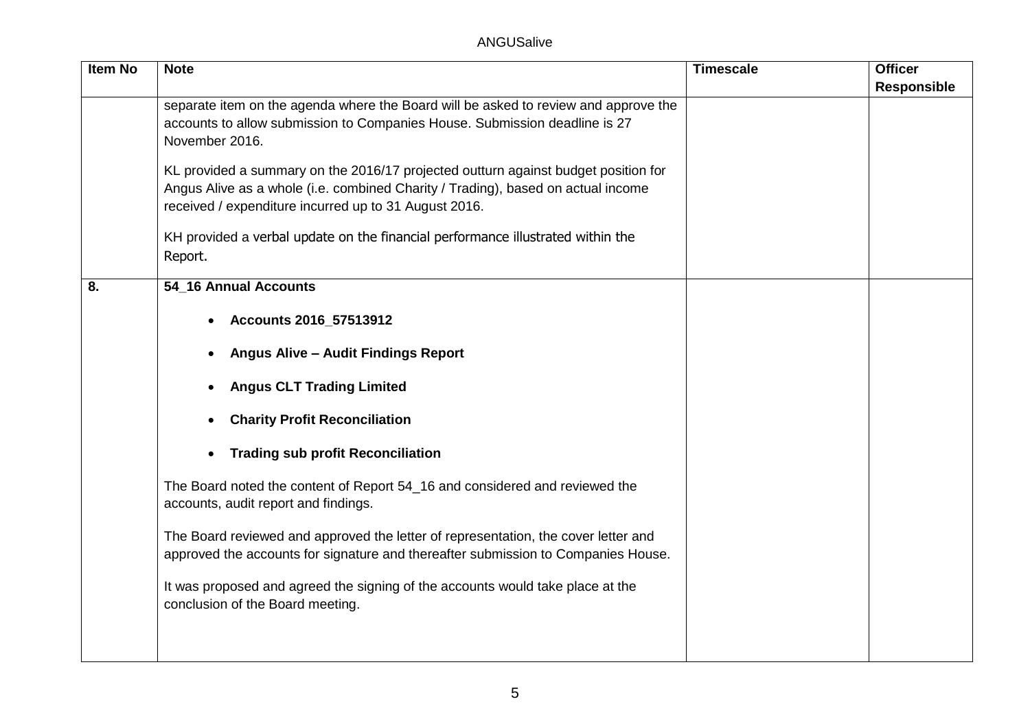| Item No | Note | Timescale | Officer Responsible |
|---|---|---|---|
| | separate item on the agenda where the Board will be asked to review and approve the accounts to allow submission to Companies House. Submission deadline is 27 November 2016.<br><br>KL provided a summary on the 2016/17 projected outturn against budget position for Angus Alive as a whole (i.e. combined Charity / Trading), based on actual income received / expenditure incurred up to 31 August 2016.<br><br>KH provided a verbal update on the financial performance illustrated within the Report. | | |
| **8.** | **54_16 Annual Accounts**<br><br>• **Accounts 2016_57513912**<br>• **Angus Alive – Audit Findings Report**<br>• **Angus CLT Trading Limited**<br>• **Charity Profit Reconciliation**<br>• **Trading sub profit Reconciliation**<br><br>The Board noted the content of Report 54_16 and considered and reviewed the accounts, audit report and findings.<br><br>The Board reviewed and approved the letter of representation, the cover letter and approved the accounts for signature and thereafter submission to Companies House.<br><br>It was proposed and agreed the signing of the accounts would take place at the conclusion of the Board meeting. | | |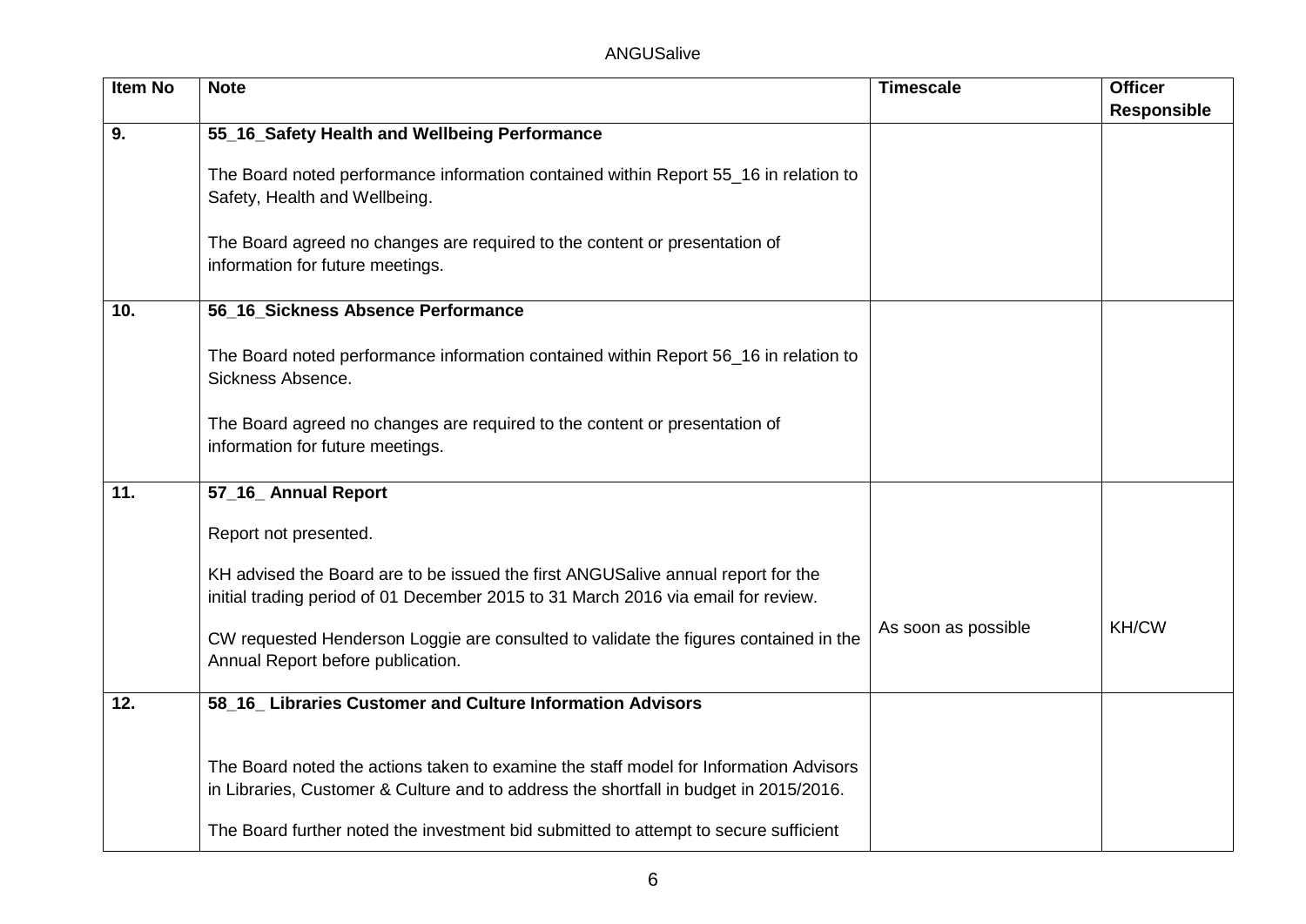| Item No | Note | Timescale | Officer Responsible |
|---|---|---|---|
| 9. | **55_16_Safety Health and Wellbeing Performance**<br><br>The Board noted performance information contained within Report 55_16 in relation to Safety, Health and Wellbeing.<br><br>The Board agreed no changes are required to the content or presentation of information for future meetings. | | |
| 10. | **56_16_Sickness Absence Performance**<br><br>The Board noted performance information contained within Report 56_16 in relation to Sickness Absence.<br><br>The Board agreed no changes are required to the content or presentation of information for future meetings. | | |
| 11. | **57_16_ Annual Report**<br><br>Report not presented.<br><br>KH advised the Board are to be issued the first ANGUSalive annual report for the initial trading period of 01 December 2015 to 31 March 2016 via email for review.<br><br>CW requested Henderson Loggie are consulted to validate the figures contained in the Annual Report before publication. | As soon as possible | KH/CW |
| 12. | **58_16_ Libraries Customer and Culture Information Advisors**<br><br>The Board noted the actions taken to examine the staff model for Information Advisors in Libraries, Customer & Culture and to address the shortfall in budget in 2015/2016.<br><br>The Board further noted the investment bid submitted to attempt to secure sufficient | | |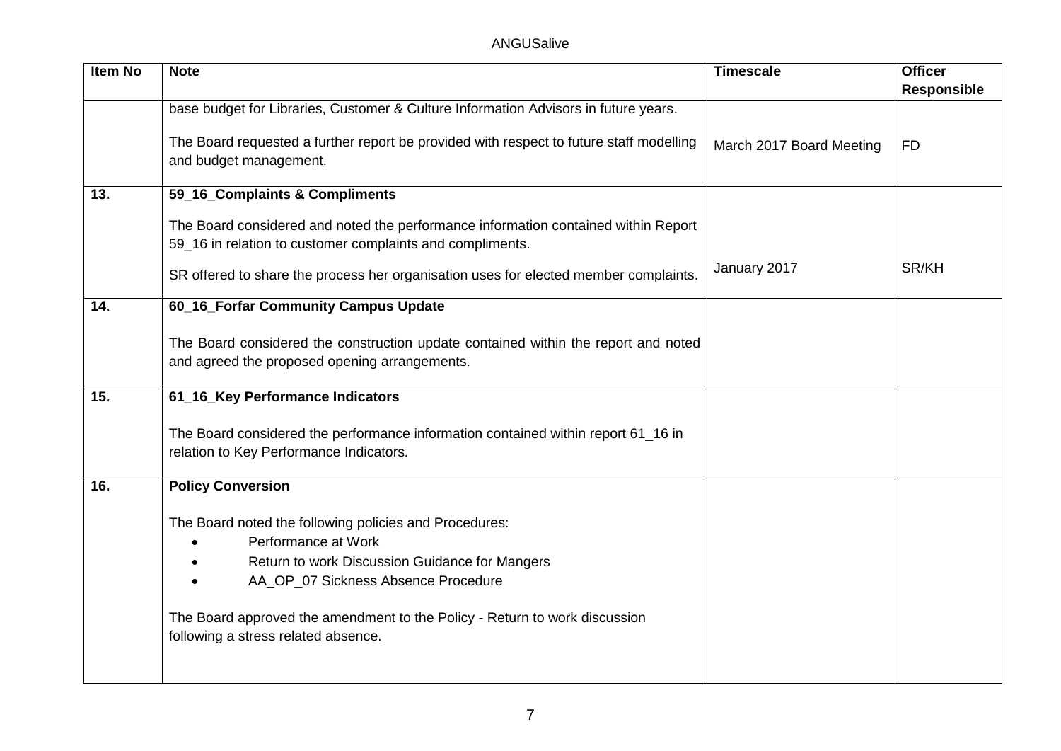| Item No | Note | Timescale | Officer Responsible |
|---|---|---|---|
| | base budget for Libraries, Customer & Culture Information Advisors in future years.<br><br>The Board requested a further report be provided with respect to future staff modelling and budget management. | March 2017 Board Meeting | FD |
| **13.** | **59_16_Complaints & Compliments**<br><br>The Board considered and noted the performance information contained within Report 59_16 in relation to customer complaints and compliments.<br><br>SR offered to share the process her organisation uses for elected member complaints. | January 2017 | SR/KH |
| **14.** | **60_16_Forfar Community Campus Update**<br><br>The Board considered the construction update contained within the report and noted and agreed the proposed opening arrangements. | | |
| **15.** | **61_16_Key Performance Indicators**<br><br>The Board considered the performance information contained within report 61_16 in relation to Key Performance Indicators. | | |
| **16.** | **Policy Conversion**<br><br>The Board noted the following policies and Procedures:<br>• Performance at Work<br>• Return to work Discussion Guidance for Mangers<br>• AA_OP_07 Sickness Absence Procedure<br><br>The Board approved the amendment to the Policy - Return to work discussion following a stress related absence. | | |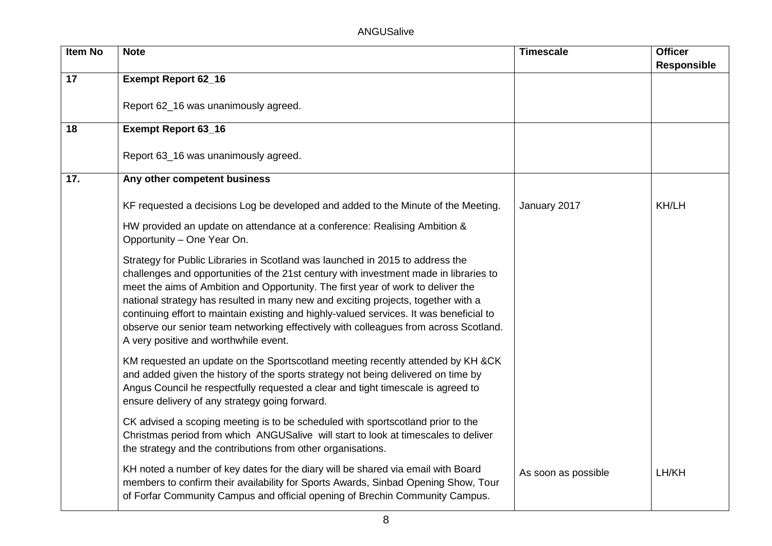| Item No | Note | Timescale | Officer Responsible |
|---|---|---|---|
| 17 | **Exempt Report 62_16**<br><br>Report 62_16 was unanimously agreed. | | |
| 18 | **Exempt Report 63_16**<br><br>Report 63_16 was unanimously agreed. | | |
| 17. | **Any other competent business**<br><br>KF requested a decisions Log be developed and added to the Minute of the Meeting. | January 2017 | KH/LH |
| | HW provided an update on attendance at a conference: Realising Ambition & Opportunity – One Year On.<br><br>Strategy for Public Libraries in Scotland was launched in 2015 to address the challenges and opportunities of the 21st century with investment made in libraries to meet the aims of Ambition and Opportunity. The first year of work to deliver the national strategy has resulted in many new and exciting projects, together with a continuing effort to maintain existing and highly-valued services. It was beneficial to observe our senior team networking effectively with colleagues from across Scotland. A very positive and worthwhile event.<br><br>KM requested an update on the Sportscotland meeting recently attended by KH &CK and added given the history of the sports strategy not being delivered on time by Angus Council he respectfully requested a clear and tight timescale is agreed to ensure delivery of any strategy going forward.<br><br>CK advised a scoping meeting is to be scheduled with sportscotland prior to the Christmas period from which ANGUSalive will start to look at timescales to deliver the strategy and the contributions from other organisations. | | |
| | KH noted a number of key dates for the diary will be shared via email with Board members to confirm their availability for Sports Awards, Sinbad Opening Show, Tour of Forfar Community Campus and official opening of Brechin Community Campus. | As soon as possible | LH/KH |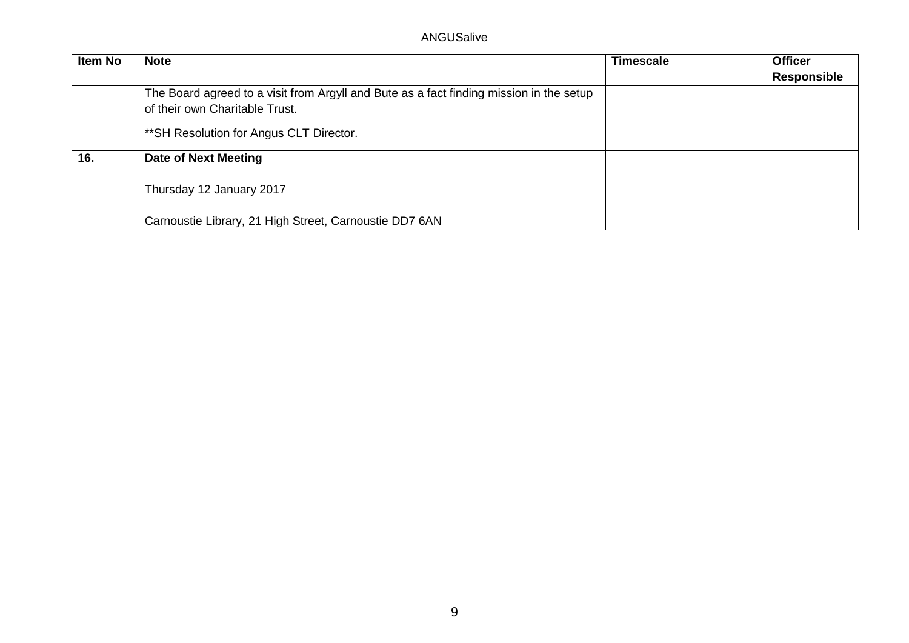| Item No | Note | Timescale | Officer Responsible |
|---|---|---|---|
| | The Board agreed to a visit from Argyll and Bute as a fact finding mission in the setup of their own Charitable Trust.<br><br>**SH Resolution for Angus CLT Director. | | |
| **16.** | **Date of Next Meeting**<br><br>Thursday 12 January 2017<br><br>Carnoustie Library, 21 High Street, Carnoustie DD7 6AN | | |